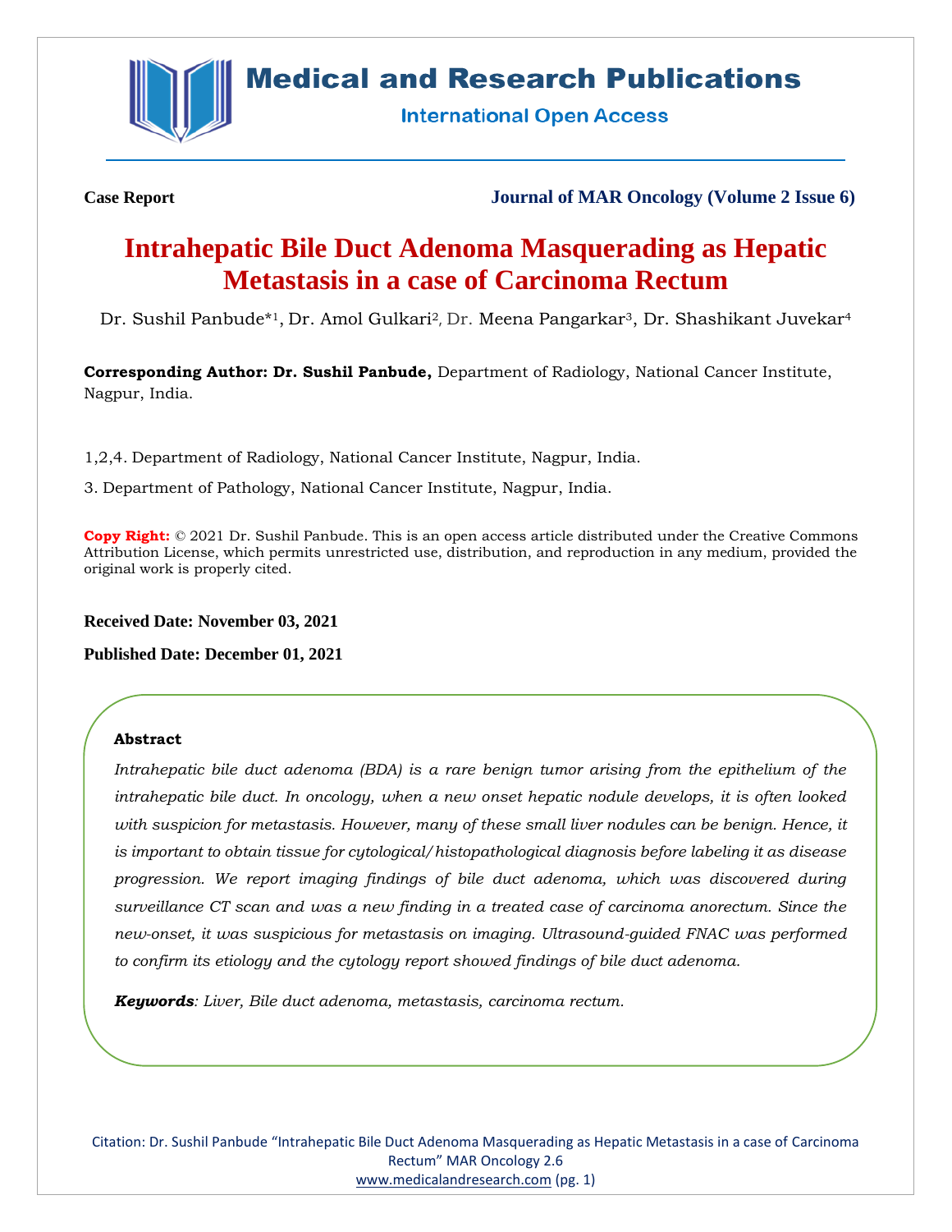**Case Report**

**Journal of MAR Oncology (Volume 2 Issue 6)**

# Intrahepatic Bile Duct Adenoma Masquerading as Hepatic Metastasis in a case of Carcinoma Rectum

Dr. Sushil Panbude*[1], Dr. Amol Gulkari[2], Dr. Meena Pangarkar[3], Dr. Shashikant Juvekar[4]

**Corresponding Author: Dr. Sushil Panbude,** Department of Radiology, National Cancer Institute, Nagpur, India.

1,2,4. Department of Radiology, National Cancer Institute, Nagpur, India.

3. Department of Pathology, National Cancer Institute, Nagpur, India.

**Copy Right:** © 2021 Dr. Sushil Panbude. This is an open access article distributed under the Creative Commons Attribution License, which permits unrestricted use, distribution, and reproduction in any medium, provided the original work is properly cited.

**Received Date: November 03, 2021**

**Published Date: December 01, 2021**

### Abstract

*Intrahepatic bile duct adenoma (BDA) is a rare benign tumor arising from the epithelium of the intrahepatic bile duct. In oncology, when a new onset hepatic nodule develops, it is often looked with suspicion for metastasis. However, many of these small liver nodules can be benign. Hence, it is important to obtain tissue for cytological/histopathological diagnosis before labeling it as disease progression. We report imaging findings of bile duct adenoma, which was discovered during surveillance CT scan and was a new finding in a treated case of carcinoma anorectum. Since the new-onset, it was suspicious for metastasis on imaging. Ultrasound-guided FNAC was performed to confirm its etiology and the cytology report showed findings of bile duct adenoma.*

***Keywords**: Liver, Bile duct adenoma, metastasis, carcinoma rectum.*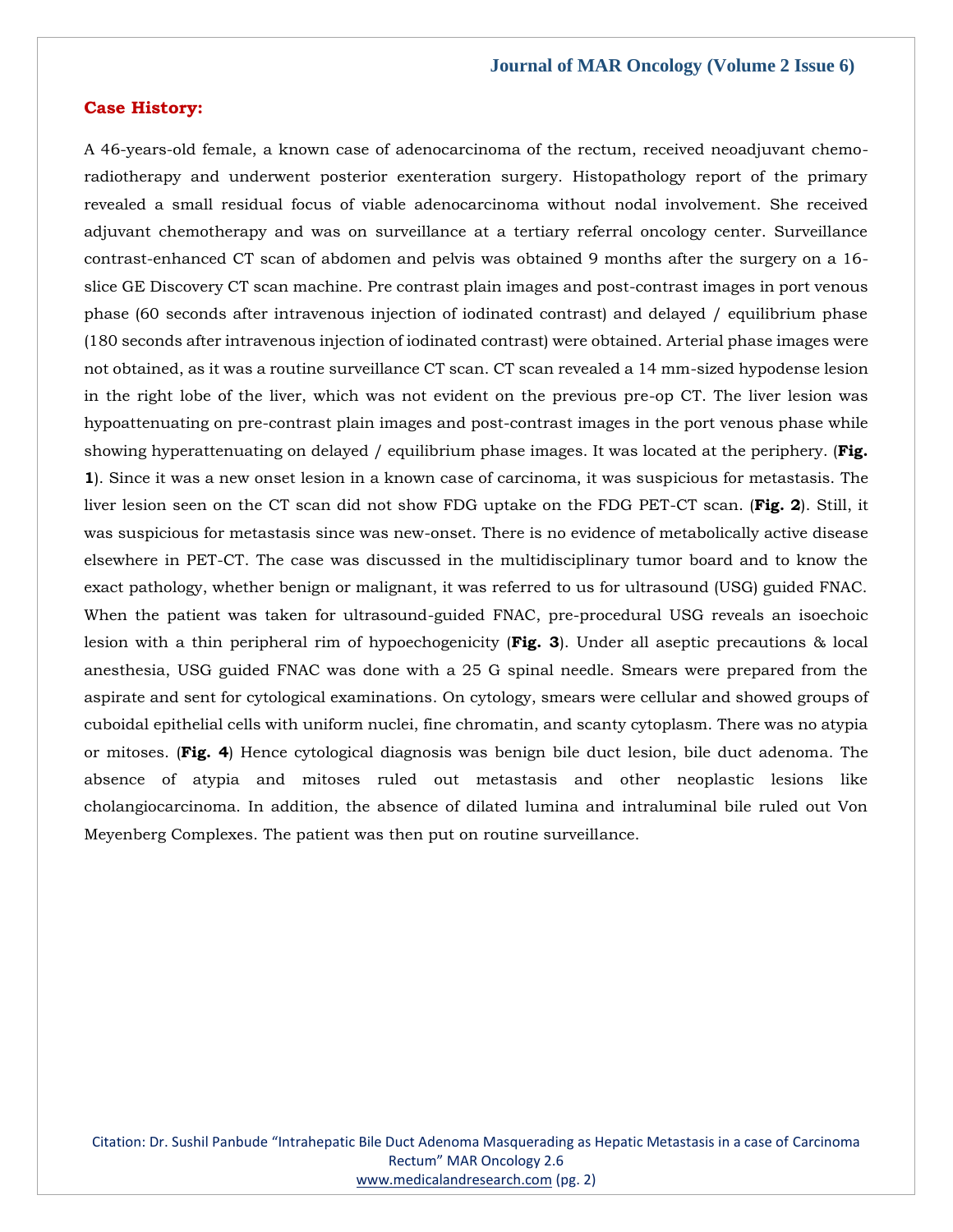## Case History:

A 46-years-old female, a known case of adenocarcinoma of the rectum, received neoadjuvant chemo-radiotherapy and underwent posterior exenteration surgery. Histopathology report of the primary revealed a small residual focus of viable adenocarcinoma without nodal involvement. She received adjuvant chemotherapy and was on surveillance at a tertiary referral oncology center. Surveillance contrast-enhanced CT scan of abdomen and pelvis was obtained 9 months after the surgery on a 16-slice GE Discovery CT scan machine. Pre contrast plain images and post-contrast images in port venous phase (60 seconds after intravenous injection of iodinated contrast) and delayed / equilibrium phase (180 seconds after intravenous injection of iodinated contrast) were obtained. Arterial phase images were not obtained, as it was a routine surveillance CT scan. CT scan revealed a 14 mm-sized hypodense lesion in the right lobe of the liver, which was not evident on the previous pre-op CT. The liver lesion was hypoattenuating on pre-contrast plain images and post-contrast images in the port venous phase while showing hyperattenuating on delayed / equilibrium phase images. It was located at the periphery. (**Fig. 1**). Since it was a new onset lesion in a known case of carcinoma, it was suspicious for metastasis. The liver lesion seen on the CT scan did not show FDG uptake on the FDG PET-CT scan. (**Fig. 2**). Still, it was suspicious for metastasis since was new-onset. There is no evidence of metabolically active disease elsewhere in PET-CT. The case was discussed in the multidisciplinary tumor board and to know the exact pathology, whether benign or malignant, it was referred to us for ultrasound (USG) guided FNAC. When the patient was taken for ultrasound-guided FNAC, pre-procedural USG reveals an isoechoic lesion with a thin peripheral rim of hypoechogenicity (**Fig. 3**). Under all aseptic precautions & local anesthesia, USG guided FNAC was done with a 25 G spinal needle. Smears were prepared from the aspirate and sent for cytological examinations. On cytology, smears were cellular and showed groups of cuboidal epithelial cells with uniform nuclei, fine chromatin, and scanty cytoplasm. There was no atypia or mitoses. (**Fig. 4**) Hence cytological diagnosis was benign bile duct lesion, bile duct adenoma. The absence of atypia and mitoses ruled out metastasis and other neoplastic lesions like cholangiocarcinoma. In addition, the absence of dilated lumina and intraluminal bile ruled out Von Meyenberg Complexes. The patient was then put on routine surveillance.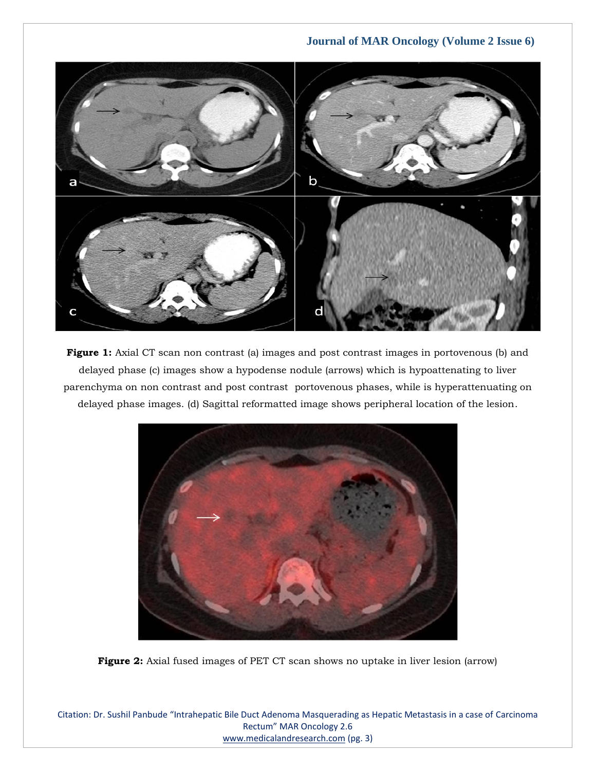**Figure 1:** Axial CT scan non contrast (a) images and post contrast images in portovenous (b) and delayed phase (c) images show a hypodense nodule (arrows) which is hypoattenating to liver parenchyma on non contrast and post contrast portovenous phases, while is hyperattenuating on delayed phase images. (d) Sagittal reformatted image shows peripheral location of the lesion.

**Figure 2:** Axial fused images of PET CT scan shows no uptake in liver lesion (arrow)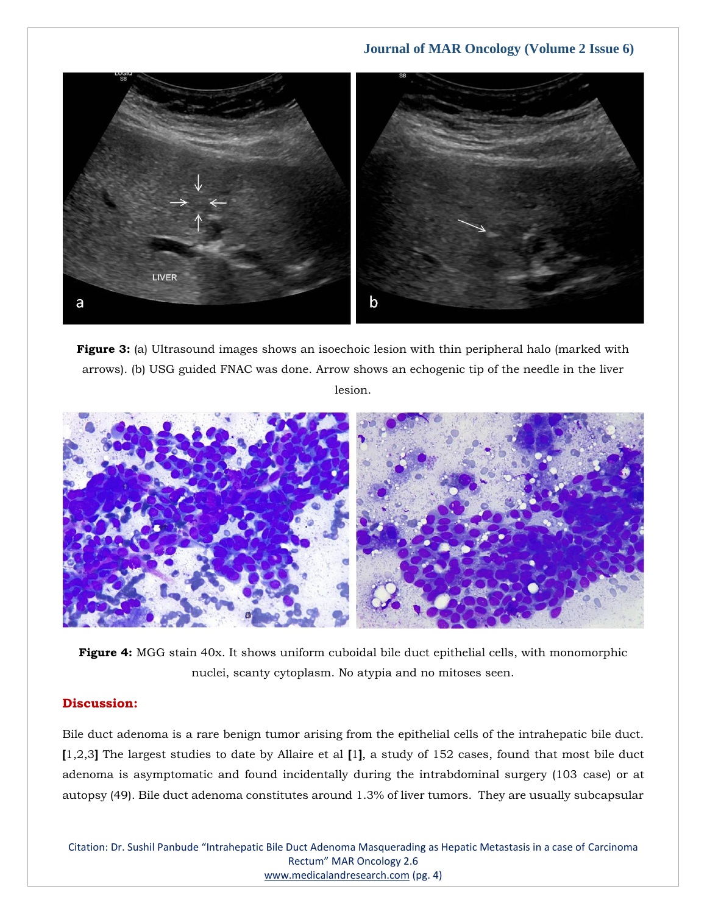**Figure 3:** (a) Ultrasound images shows an isoechoic lesion with thin peripheral halo (marked with arrows). (b) USG guided FNAC was done. Arrow shows an echogenic tip of the needle in the liver lesion.

**Figure 4:** MGG stain 40x. It shows uniform cuboidal bile duct epithelial cells, with monomorphic nuclei, scanty cytoplasm. No atypia and no mitoses seen.

## Discussion:

Bile duct adenoma is a rare benign tumor arising from the epithelial cells of the intrahepatic bile duct. **[**1,2,3**]** The largest studies to date by Allaire et al **[**1**]**, a study of 152 cases, found that most bile duct adenoma is asymptomatic and found incidentally during the intrabdominal surgery (103 case) or at autopsy (49). Bile duct adenoma constitutes around 1.3% of liver tumors. They are usually subcapsular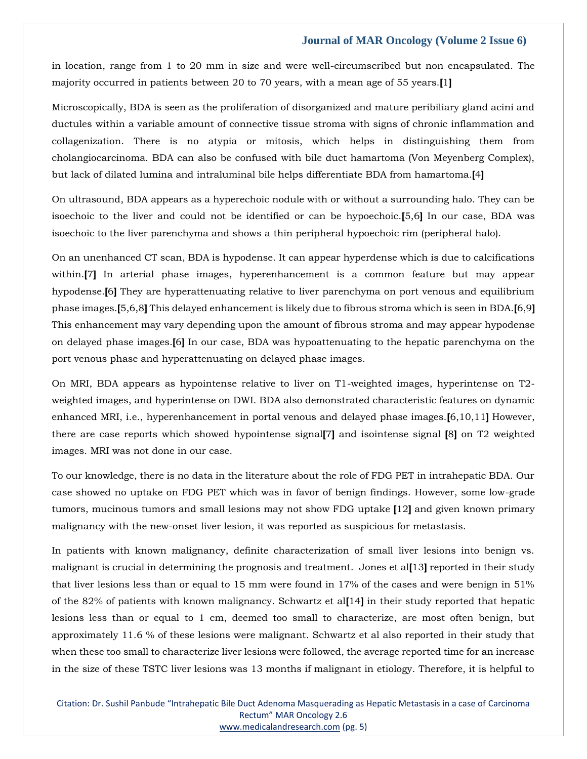in location, range from 1 to 20 mm in size and were well-circumscribed but non encapsulated. The majority occurred in patients between 20 to 70 years, with a mean age of 55 years.[1]

Microscopically, BDA is seen as the proliferation of disorganized and mature peribiliary gland acini and ductules within a variable amount of connective tissue stroma with signs of chronic inflammation and collagenization. There is no atypia or mitosis, which helps in distinguishing them from cholangiocarcinoma. BDA can also be confused with bile duct hamartoma (Von Meyenberg Complex), but lack of dilated lumina and intraluminal bile helps differentiate BDA from hamartoma.[4]

On ultrasound, BDA appears as a hyperechoic nodule with or without a surrounding halo. They can be isoechoic to the liver and could not be identified or can be hypoechoic.[5,6] In our case, BDA was isoechoic to the liver parenchyma and shows a thin peripheral hypoechoic rim (peripheral halo).

On an unenhanced CT scan, BDA is hypodense. It can appear hyperdense which is due to calcifications within.[7] In arterial phase images, hyperenhancement is a common feature but may appear hypodense.[6] They are hyperattenuating relative to liver parenchyma on port venous and equilibrium phase images.[5,6,8] This delayed enhancement is likely due to fibrous stroma which is seen in BDA.[6,9] This enhancement may vary depending upon the amount of fibrous stroma and may appear hypodense on delayed phase images.[6] In our case, BDA was hypoattenuating to the hepatic parenchyma on the port venous phase and hyperattenuating on delayed phase images.

On MRI, BDA appears as hypointense relative to liver on T1-weighted images, hyperintense on T2-weighted images, and hyperintense on DWI. BDA also demonstrated characteristic features on dynamic enhanced MRI, i.e., hyperenhancement in portal venous and delayed phase images.[6,10,11] However, there are case reports which showed hypointense signal[7] and isointense signal [8] on T2 weighted images. MRI was not done in our case.

To our knowledge, there is no data in the literature about the role of FDG PET in intrahepatic BDA. Our case showed no uptake on FDG PET which was in favor of benign findings. However, some low-grade tumors, mucinous tumors and small lesions may not show FDG uptake [12] and given known primary malignancy with the new-onset liver lesion, it was reported as suspicious for metastasis.

In patients with known malignancy, definite characterization of small liver lesions into benign vs. malignant is crucial in determining the prognosis and treatment. Jones et al[13] reported in their study that liver lesions less than or equal to 15 mm were found in 17% of the cases and were benign in 51% of the 82% of patients with known malignancy. Schwartz et al[14] in their study reported that hepatic lesions less than or equal to 1 cm, deemed too small to characterize, are most often benign, but approximately 11.6 % of these lesions were malignant. Schwartz et al also reported in their study that when these too small to characterize liver lesions were followed, the average reported time for an increase in the size of these TSTC liver lesions was 13 months if malignant in etiology. Therefore, it is helpful to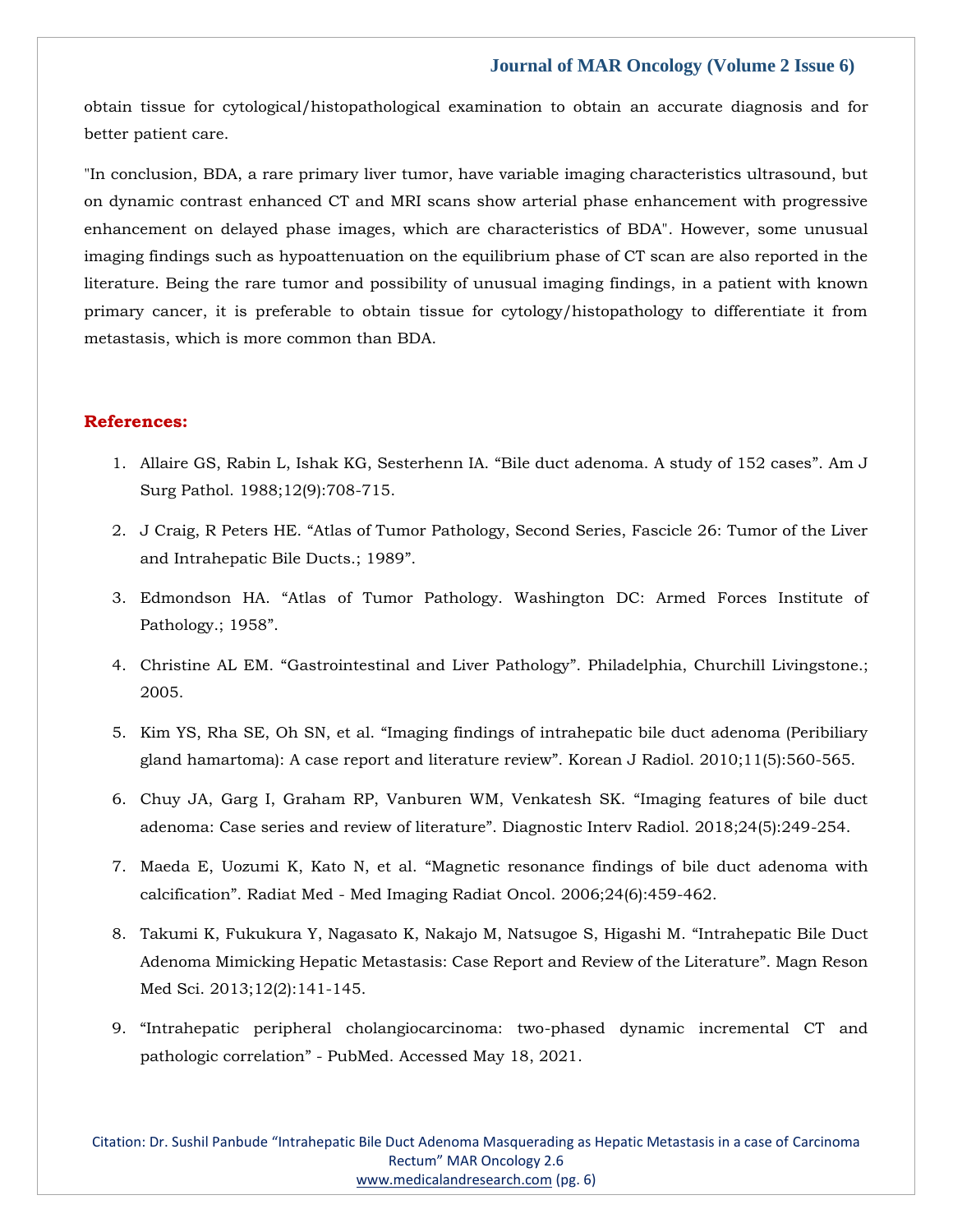obtain tissue for cytological/histopathological examination to obtain an accurate diagnosis and for better patient care.

"In conclusion, BDA, a rare primary liver tumor, have variable imaging characteristics ultrasound, but on dynamic contrast enhanced CT and MRI scans show arterial phase enhancement with progressive enhancement on delayed phase images, which are characteristics of BDA". However, some unusual imaging findings such as hypoattenuation on the equilibrium phase of CT scan are also reported in the literature. Being the rare tumor and possibility of unusual imaging findings, in a patient with known primary cancer, it is preferable to obtain tissue for cytology/histopathology to differentiate it from metastasis, which is more common than BDA.

## References:

1. Allaire GS, Rabin L, Ishak KG, Sesterhenn IA. "Bile duct adenoma. A study of 152 cases". Am J Surg Pathol. 1988;12(9):708-715.
2. J Craig, R Peters HE. "Atlas of Tumor Pathology, Second Series, Fascicle 26: Tumor of the Liver and Intrahepatic Bile Ducts.; 1989".
3. Edmondson HA. "Atlas of Tumor Pathology. Washington DC: Armed Forces Institute of Pathology.; 1958".
4. Christine AL EM. "Gastrointestinal and Liver Pathology". Philadelphia, Churchill Livingstone.; 2005.
5. Kim YS, Rha SE, Oh SN, et al. "Imaging findings of intrahepatic bile duct adenoma (Peribiliary gland hamartoma): A case report and literature review". Korean J Radiol. 2010;11(5):560-565.
6. Chuy JA, Garg I, Graham RP, Vanburen WM, Venkatesh SK. "Imaging features of bile duct adenoma: Case series and review of literature". Diagnostic Interv Radiol. 2018;24(5):249-254.
7. Maeda E, Uozumi K, Kato N, et al. "Magnetic resonance findings of bile duct adenoma with calcification". Radiat Med - Med Imaging Radiat Oncol. 2006;24(6):459-462.
8. Takumi K, Fukukura Y, Nagasato K, Nakajo M, Natsugoe S, Higashi M. "Intrahepatic Bile Duct Adenoma Mimicking Hepatic Metastasis: Case Report and Review of the Literature". Magn Reson Med Sci. 2013;12(2):141-145.
9. "Intrahepatic peripheral cholangiocarcinoma: two-phased dynamic incremental CT and pathologic correlation" - PubMed. Accessed May 18, 2021.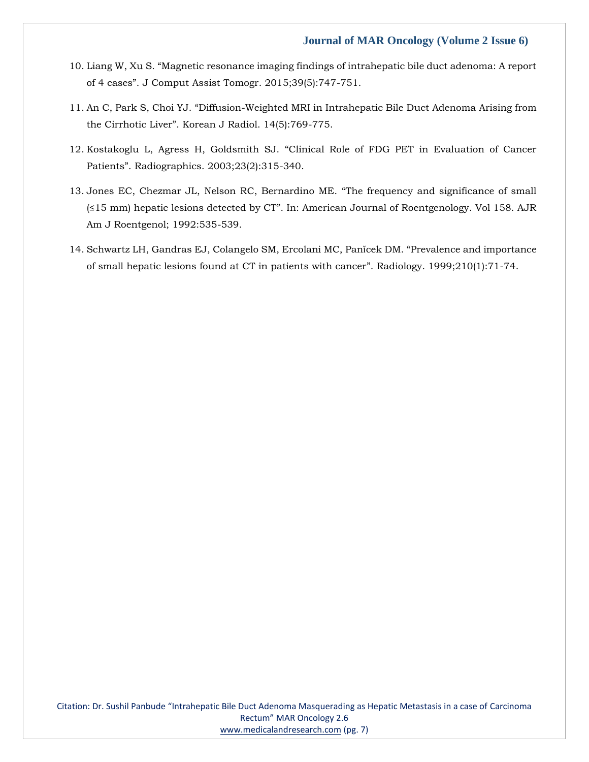10. Liang W, Xu S. "Magnetic resonance imaging findings of intrahepatic bile duct adenoma: A report of 4 cases". J Comput Assist Tomogr. 2015;39(5):747-751.
11. An C, Park S, Choi YJ. "Diffusion-Weighted MRI in Intrahepatic Bile Duct Adenoma Arising from the Cirrhotic Liver". Korean J Radiol. 14(5):769-775.
12. Kostakoglu L, Agress H, Goldsmith SJ. "Clinical Role of FDG PET in Evaluation of Cancer Patients". Radiographics. 2003;23(2):315-340.
13. Jones EC, Chezmar JL, Nelson RC, Bernardino ME. "The frequency and significance of small (≤15 mm) hepatic lesions detected by CT". In: American Journal of Roentgenology. Vol 158. AJR Am J Roentgenol; 1992:535-539.
14. Schwartz LH, Gandras EJ, Colangelo SM, Ercolani MC, Panĭcek DM. "Prevalence and importance of small hepatic lesions found at CT in patients with cancer". Radiology. 1999;210(1):71-74.